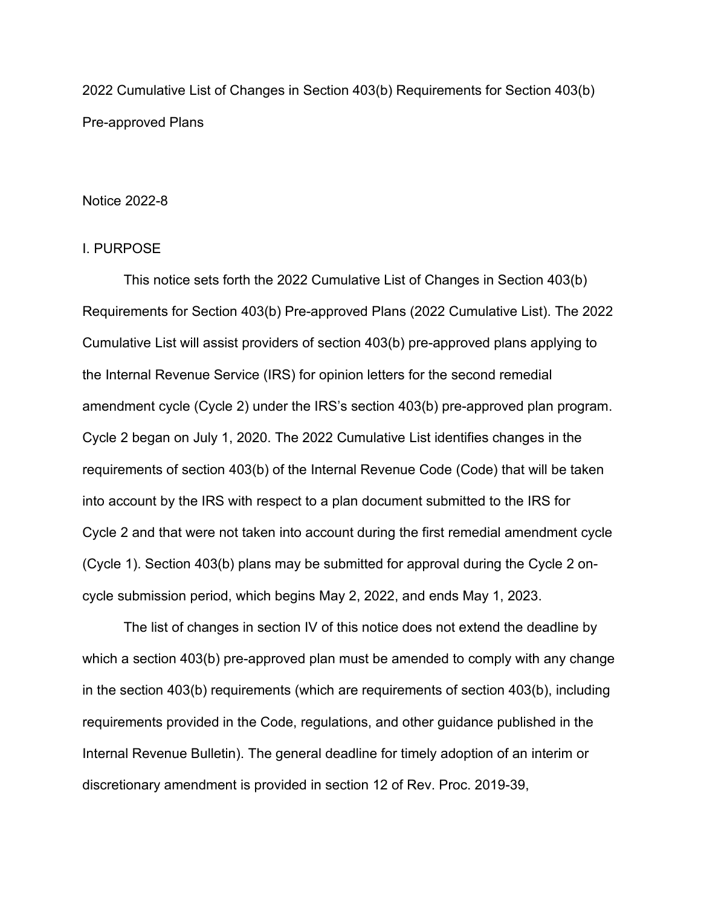# 2022 Cumulative List of Changes in Section 403(b) Requirements for Section 403(b) Pre-approved Plans

Notice 2022-8

## I. PURPOSE

This notice sets forth the 2022 Cumulative List of Changes in Section 403(b) Requirements for Section 403(b) Pre-approved Plans (2022 Cumulative List). The 2022 Cumulative List will assist providers of section 403(b) pre-approved plans applying to the Internal Revenue Service (IRS) for opinion letters for the second remedial amendment cycle (Cycle 2) under the IRS's section 403(b) pre-approved plan program. Cycle 2 began on July 1, 2020. The 2022 Cumulative List identifies changes in the requirements of section 403(b) of the Internal Revenue Code (Code) that will be taken into account by the IRS with respect to a plan document submitted to the IRS for Cycle 2 and that were not taken into account during the first remedial amendment cycle (Cycle 1). Section 403(b) plans may be submitted for approval during the Cycle 2 on-cycle submission period, which begins May 2, 2022, and ends May 1, 2023.

The list of changes in section IV of this notice does not extend the deadline by which a section 403(b) pre-approved plan must be amended to comply with any change in the section 403(b) requirements (which are requirements of section 403(b), including requirements provided in the Code, regulations, and other guidance published in the Internal Revenue Bulletin). The general deadline for timely adoption of an interim or discretionary amendment is provided in section 12 of Rev. Proc. 2019-39,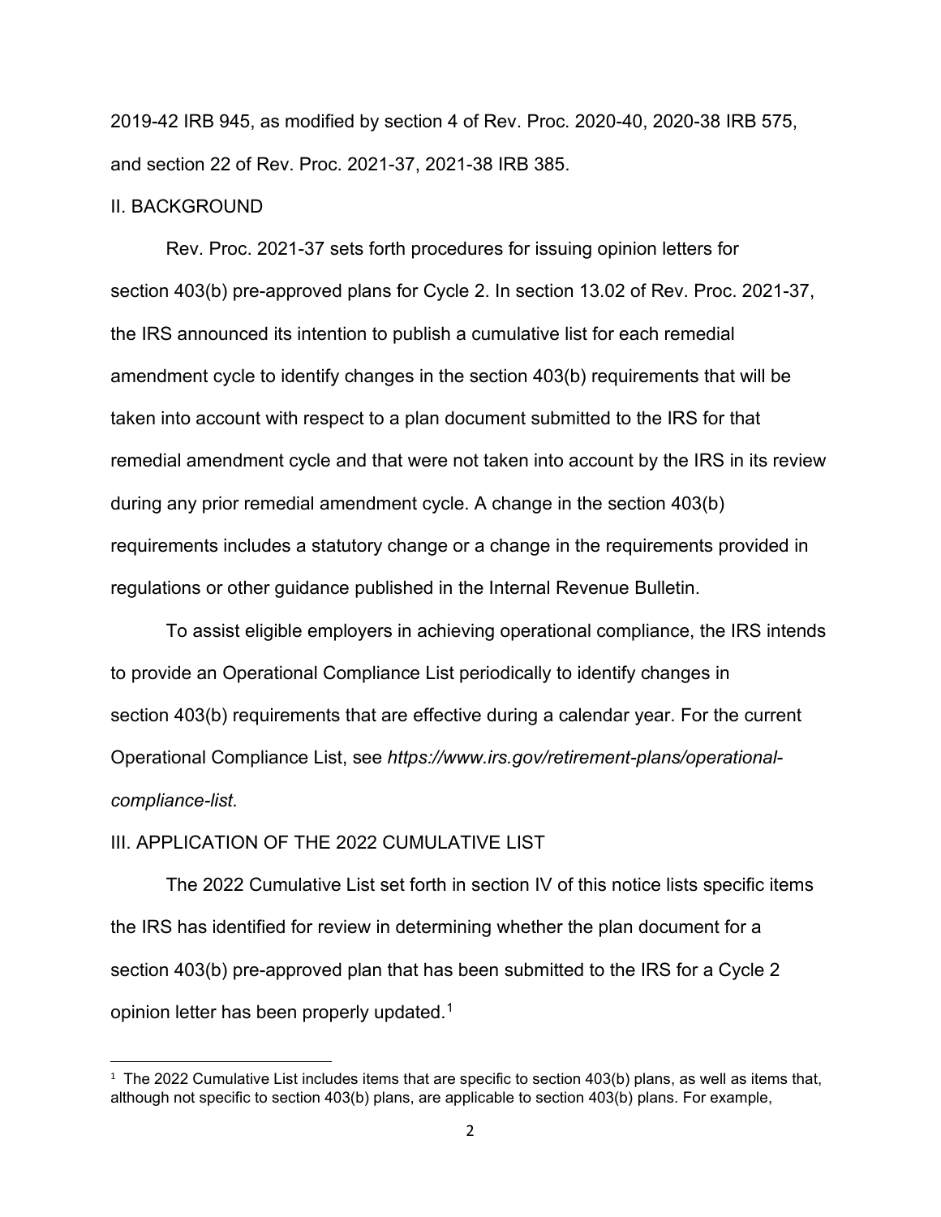2019-42 IRB 945, as modified by section 4 of Rev. Proc. 2020-40, 2020-38 IRB 575, and section 22 of Rev. Proc. 2021-37, 2021-38 IRB 385.

## II. BACKGROUND

Rev. Proc. 2021-37 sets forth procedures for issuing opinion letters for section 403(b) pre-approved plans for Cycle 2. In section 13.02 of Rev. Proc. 2021-37, the IRS announced its intention to publish a cumulative list for each remedial amendment cycle to identify changes in the section 403(b) requirements that will be taken into account with respect to a plan document submitted to the IRS for that remedial amendment cycle and that were not taken into account by the IRS in its review during any prior remedial amendment cycle. A change in the section 403(b) requirements includes a statutory change or a change in the requirements provided in regulations or other guidance published in the Internal Revenue Bulletin.

To assist eligible employers in achieving operational compliance, the IRS intends to provide an Operational Compliance List periodically to identify changes in section 403(b) requirements that are effective during a calendar year. For the current Operational Compliance List, see *https://www.irs.gov/retirement-plans/operational-compliance-list.*

## III. APPLICATION OF THE 2022 CUMULATIVE LIST

The 2022 Cumulative List set forth in section IV of this notice lists specific items the IRS has identified for review in determining whether the plan document for a section 403(b) pre-approved plan that has been submitted to the IRS for a Cycle 2 opinion letter has been properly updated.[1]

[1] The 2022 Cumulative List includes items that are specific to section 403(b) plans, as well as items that, although not specific to section 403(b) plans, are applicable to section 403(b) plans. For example,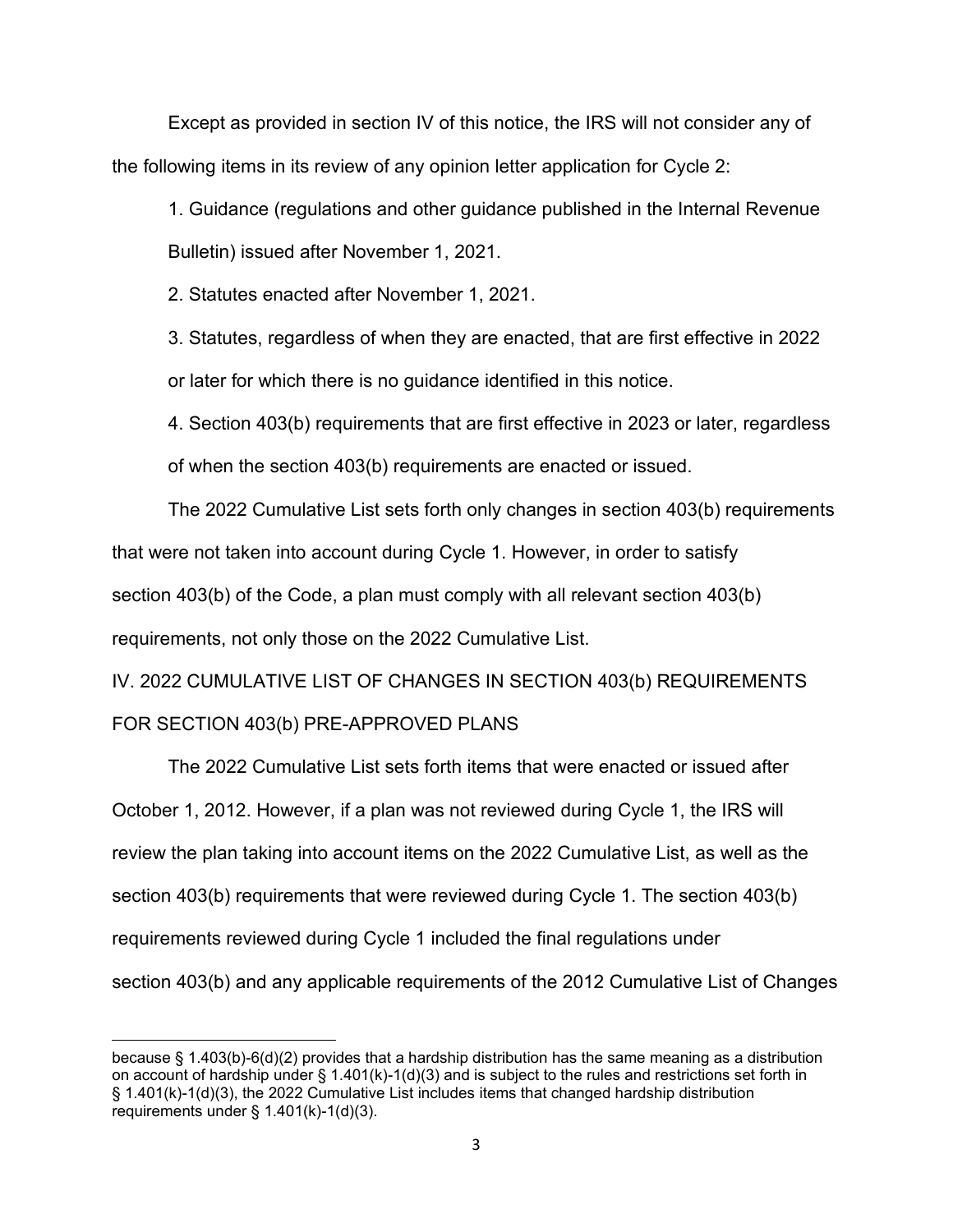Except as provided in section IV of this notice, the IRS will not consider any of the following items in its review of any opinion letter application for Cycle 2:

1. Guidance (regulations and other guidance published in the Internal Revenue Bulletin) issued after November 1, 2021.

2. Statutes enacted after November 1, 2021.

3. Statutes, regardless of when they are enacted, that are first effective in 2022 or later for which there is no guidance identified in this notice.

4. Section 403(b) requirements that are first effective in 2023 or later, regardless of when the section 403(b) requirements are enacted or issued.

The 2022 Cumulative List sets forth only changes in section 403(b) requirements that were not taken into account during Cycle 1. However, in order to satisfy section 403(b) of the Code, a plan must comply with all relevant section 403(b) requirements, not only those on the 2022 Cumulative List.

## IV. 2022 CUMULATIVE LIST OF CHANGES IN SECTION 403(b) REQUIREMENTS FOR SECTION 403(b) PRE-APPROVED PLANS

The 2022 Cumulative List sets forth items that were enacted or issued after October 1, 2012. However, if a plan was not reviewed during Cycle 1, the IRS will review the plan taking into account items on the 2022 Cumulative List, as well as the section 403(b) requirements that were reviewed during Cycle 1. The section 403(b) requirements reviewed during Cycle 1 included the final regulations under section 403(b) and any applicable requirements of the 2012 Cumulative List of Changes

---

because § 1.403(b)-6(d)(2) provides that a hardship distribution has the same meaning as a distribution on account of hardship under § 1.401(k)-1(d)(3) and is subject to the rules and restrictions set forth in § 1.401(k)-1(d)(3), the 2022 Cumulative List includes items that changed hardship distribution requirements under § 1.401(k)-1(d)(3).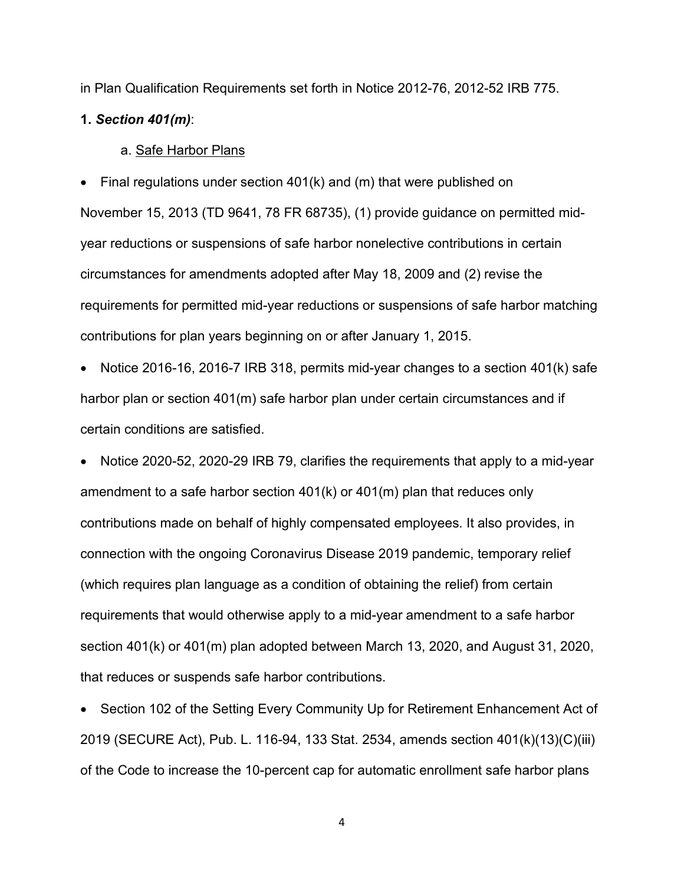in Plan Qualification Requirements set forth in Notice 2012-76, 2012-52 IRB 775.

**1. *Section 401(m)*:**

a. Safe Harbor Plans

- Final regulations under section 401(k) and (m) that were published on November 15, 2013 (TD 9641, 78 FR 68735), (1) provide guidance on permitted mid-year reductions or suspensions of safe harbor nonelective contributions in certain circumstances for amendments adopted after May 18, 2009 and (2) revise the requirements for permitted mid-year reductions or suspensions of safe harbor matching contributions for plan years beginning on or after January 1, 2015.
- Notice 2016-16, 2016-7 IRB 318, permits mid-year changes to a section 401(k) safe harbor plan or section 401(m) safe harbor plan under certain circumstances and if certain conditions are satisfied.
- Notice 2020-52, 2020-29 IRB 79, clarifies the requirements that apply to a mid-year amendment to a safe harbor section 401(k) or 401(m) plan that reduces only contributions made on behalf of highly compensated employees. It also provides, in connection with the ongoing Coronavirus Disease 2019 pandemic, temporary relief (which requires plan language as a condition of obtaining the relief) from certain requirements that would otherwise apply to a mid-year amendment to a safe harbor section 401(k) or 401(m) plan adopted between March 13, 2020, and August 31, 2020, that reduces or suspends safe harbor contributions.
- Section 102 of the Setting Every Community Up for Retirement Enhancement Act of 2019 (SECURE Act), Pub. L. 116-94, 133 Stat. 2534, amends section 401(k)(13)(C)(iii) of the Code to increase the 10-percent cap for automatic enrollment safe harbor plans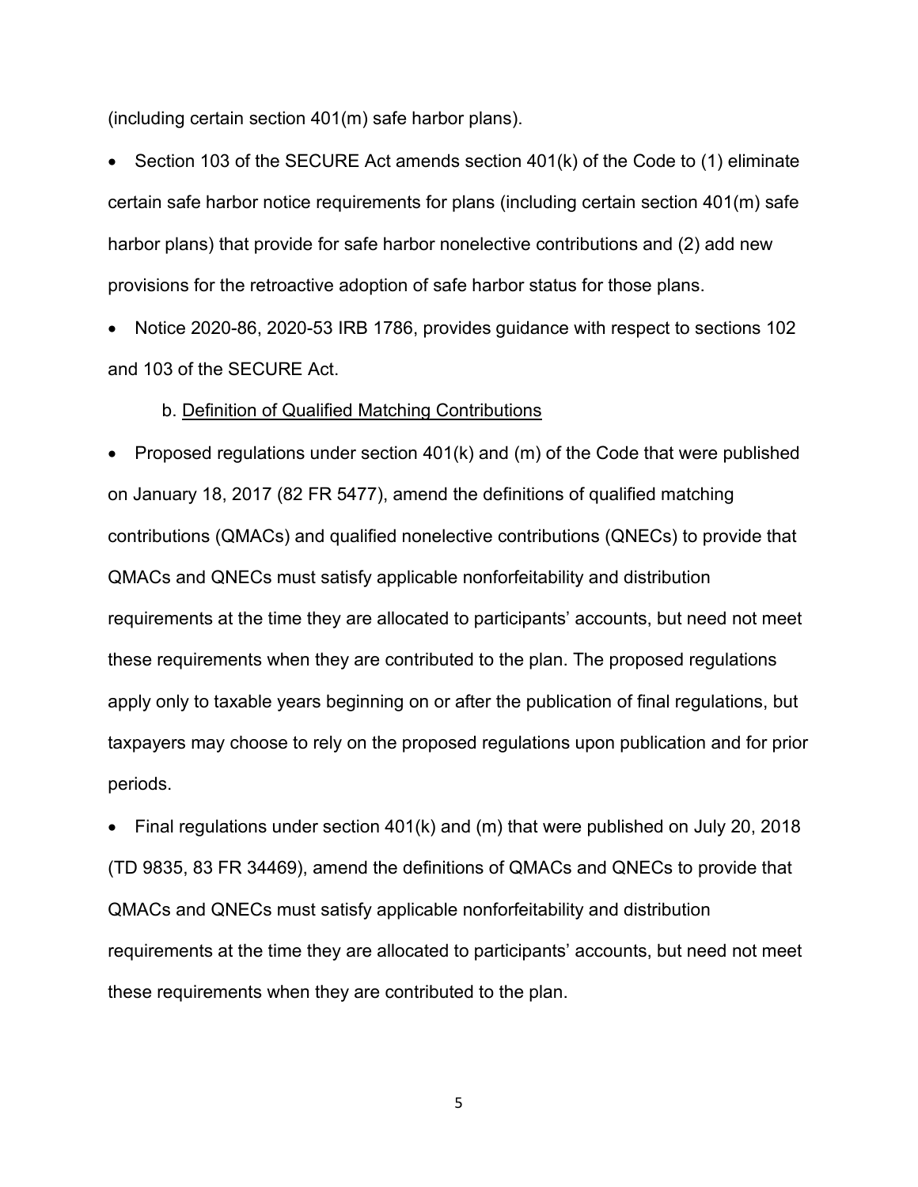(including certain section 401(m) safe harbor plans).

- Section 103 of the SECURE Act amends section 401(k) of the Code to (1) eliminate certain safe harbor notice requirements for plans (including certain section 401(m) safe harbor plans) that provide for safe harbor nonelective contributions and (2) add new provisions for the retroactive adoption of safe harbor status for those plans.
- Notice 2020-86, 2020-53 IRB 1786, provides guidance with respect to sections 102 and 103 of the SECURE Act.

b. <u>Definition of Qualified Matching Contributions</u>

- Proposed regulations under section 401(k) and (m) of the Code that were published on January 18, 2017 (82 FR 5477), amend the definitions of qualified matching contributions (QMACs) and qualified nonelective contributions (QNECs) to provide that QMACs and QNECs must satisfy applicable nonforfeitability and distribution requirements at the time they are allocated to participants' accounts, but need not meet these requirements when they are contributed to the plan. The proposed regulations apply only to taxable years beginning on or after the publication of final regulations, but taxpayers may choose to rely on the proposed regulations upon publication and for prior periods.
- Final regulations under section 401(k) and (m) that were published on July 20, 2018 (TD 9835, 83 FR 34469), amend the definitions of QMACs and QNECs to provide that QMACs and QNECs must satisfy applicable nonforfeitability and distribution requirements at the time they are allocated to participants' accounts, but need not meet these requirements when they are contributed to the plan.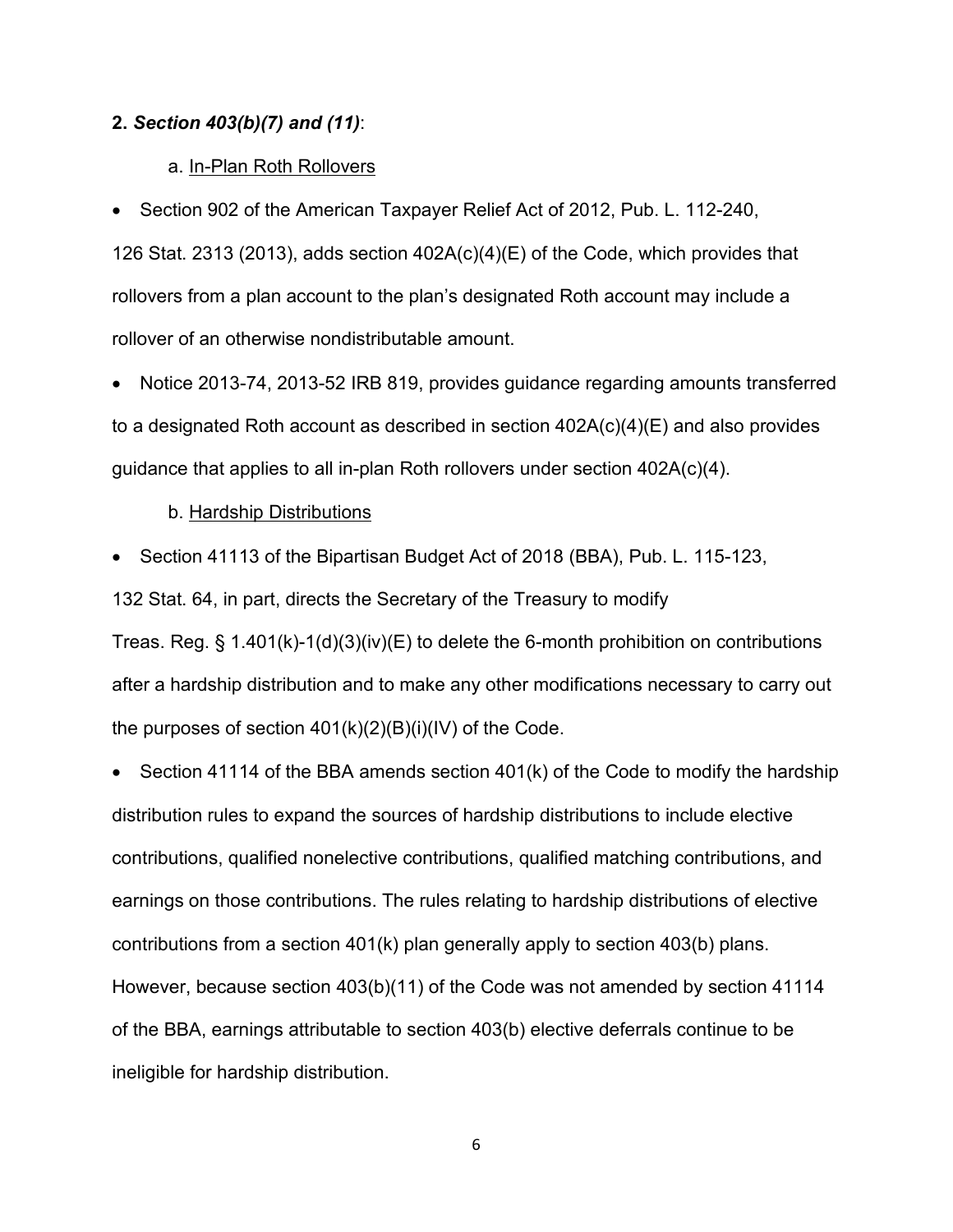**2. *Section 403(b)(7) and (11)*:**

a. In-Plan Roth Rollovers

- Section 902 of the American Taxpayer Relief Act of 2012, Pub. L. 112-240, 126 Stat. 2313 (2013), adds section 402A(c)(4)(E) of the Code, which provides that rollovers from a plan account to the plan's designated Roth account may include a rollover of an otherwise nondistributable amount.
- Notice 2013-74, 2013-52 IRB 819, provides guidance regarding amounts transferred to a designated Roth account as described in section 402A(c)(4)(E) and also provides guidance that applies to all in-plan Roth rollovers under section 402A(c)(4).

b. Hardship Distributions

- Section 41113 of the Bipartisan Budget Act of 2018 (BBA), Pub. L. 115-123, 132 Stat. 64, in part, directs the Secretary of the Treasury to modify Treas. Reg. § 1.401(k)-1(d)(3)(iv)(E) to delete the 6-month prohibition on contributions after a hardship distribution and to make any other modifications necessary to carry out the purposes of section 401(k)(2)(B)(i)(IV) of the Code.
- Section 41114 of the BBA amends section 401(k) of the Code to modify the hardship distribution rules to expand the sources of hardship distributions to include elective contributions, qualified nonelective contributions, qualified matching contributions, and earnings on those contributions. The rules relating to hardship distributions of elective contributions from a section 401(k) plan generally apply to section 403(b) plans. However, because section 403(b)(11) of the Code was not amended by section 41114 of the BBA, earnings attributable to section 403(b) elective deferrals continue to be ineligible for hardship distribution.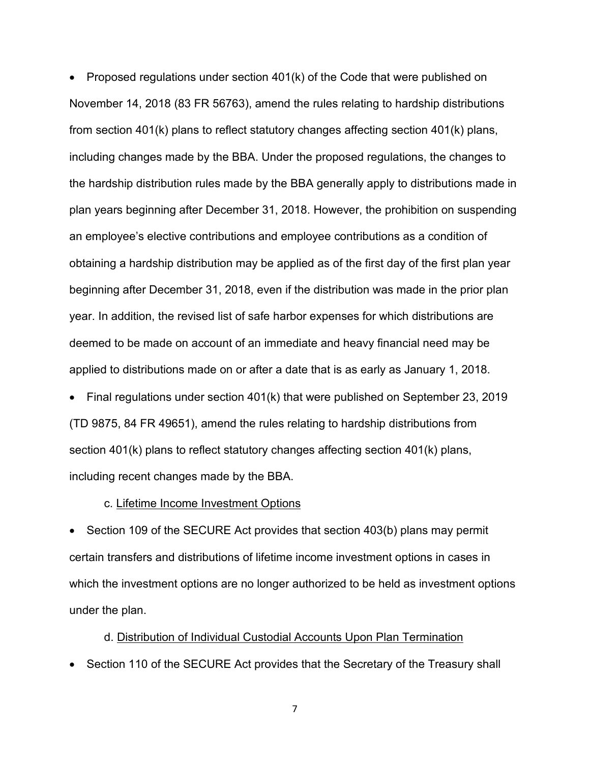- Proposed regulations under section 401(k) of the Code that were published on November 14, 2018 (83 FR 56763), amend the rules relating to hardship distributions from section 401(k) plans to reflect statutory changes affecting section 401(k) plans, including changes made by the BBA. Under the proposed regulations, the changes to the hardship distribution rules made by the BBA generally apply to distributions made in plan years beginning after December 31, 2018. However, the prohibition on suspending an employee's elective contributions and employee contributions as a condition of obtaining a hardship distribution may be applied as of the first day of the first plan year beginning after December 31, 2018, even if the distribution was made in the prior plan year. In addition, the revised list of safe harbor expenses for which distributions are deemed to be made on account of an immediate and heavy financial need may be applied to distributions made on or after a date that is as early as January 1, 2018.
- Final regulations under section 401(k) that were published on September 23, 2019 (TD 9875, 84 FR 49651), amend the rules relating to hardship distributions from section 401(k) plans to reflect statutory changes affecting section 401(k) plans, including recent changes made by the BBA.

c. Lifetime Income Investment Options

- Section 109 of the SECURE Act provides that section 403(b) plans may permit certain transfers and distributions of lifetime income investment options in cases in which the investment options are no longer authorized to be held as investment options under the plan.

d. Distribution of Individual Custodial Accounts Upon Plan Termination

- Section 110 of the SECURE Act provides that the Secretary of the Treasury shall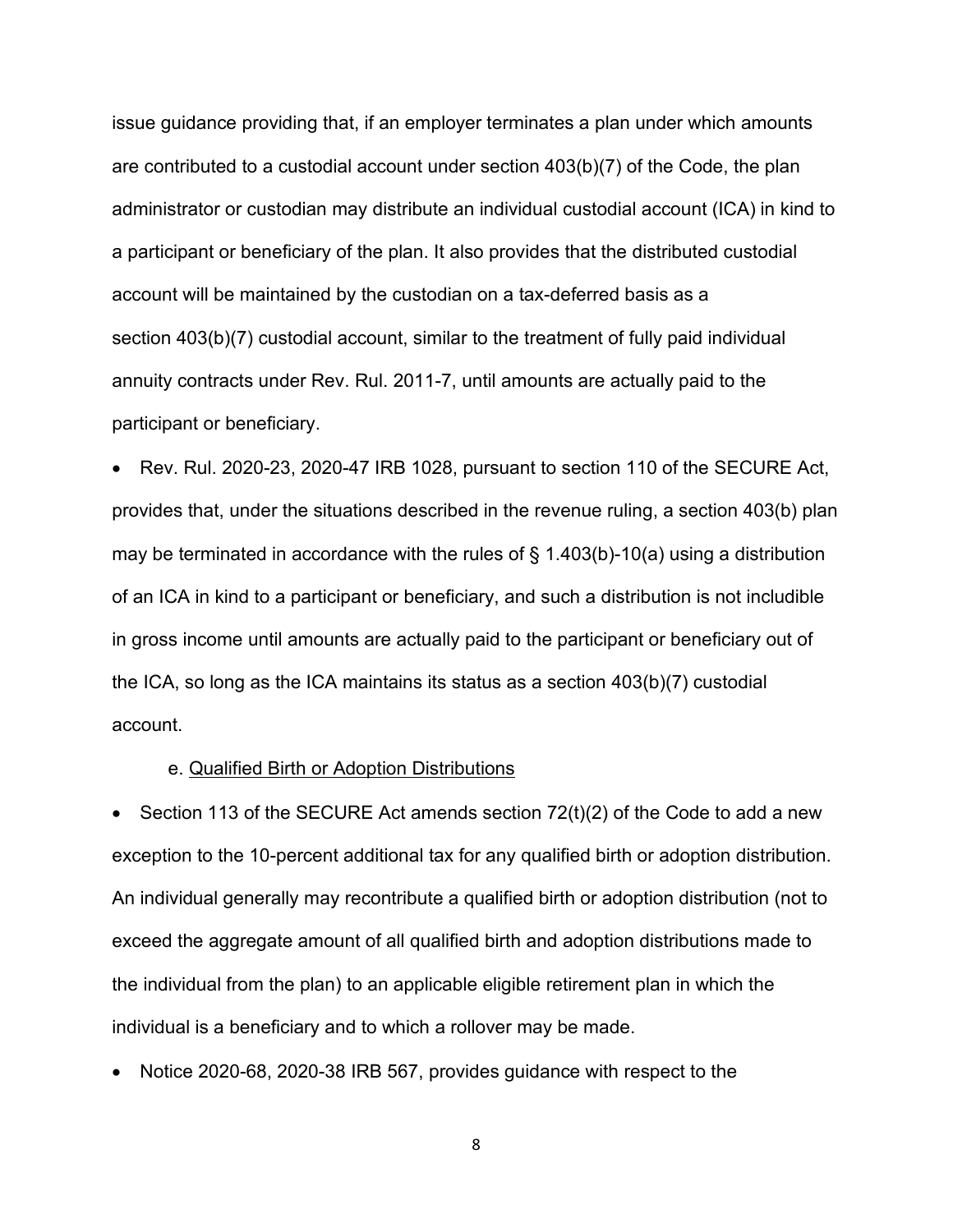issue guidance providing that, if an employer terminates a plan under which amounts are contributed to a custodial account under section 403(b)(7) of the Code, the plan administrator or custodian may distribute an individual custodial account (ICA) in kind to a participant or beneficiary of the plan. It also provides that the distributed custodial account will be maintained by the custodian on a tax-deferred basis as a section 403(b)(7) custodial account, similar to the treatment of fully paid individual annuity contracts under Rev. Rul. 2011-7, until amounts are actually paid to the participant or beneficiary.

- Rev. Rul. 2020-23, 2020-47 IRB 1028, pursuant to section 110 of the SECURE Act, provides that, under the situations described in the revenue ruling, a section 403(b) plan may be terminated in accordance with the rules of § 1.403(b)-10(a) using a distribution of an ICA in kind to a participant or beneficiary, and such a distribution is not includible in gross income until amounts are actually paid to the participant or beneficiary out of the ICA, so long as the ICA maintains its status as a section 403(b)(7) custodial account.

e. <u>Qualified Birth or Adoption Distributions</u>

- Section 113 of the SECURE Act amends section 72(t)(2) of the Code to add a new exception to the 10-percent additional tax for any qualified birth or adoption distribution. An individual generally may recontribute a qualified birth or adoption distribution (not to exceed the aggregate amount of all qualified birth and adoption distributions made to the individual from the plan) to an applicable eligible retirement plan in which the individual is a beneficiary and to which a rollover may be made.
- Notice 2020-68, 2020-38 IRB 567, provides guidance with respect to the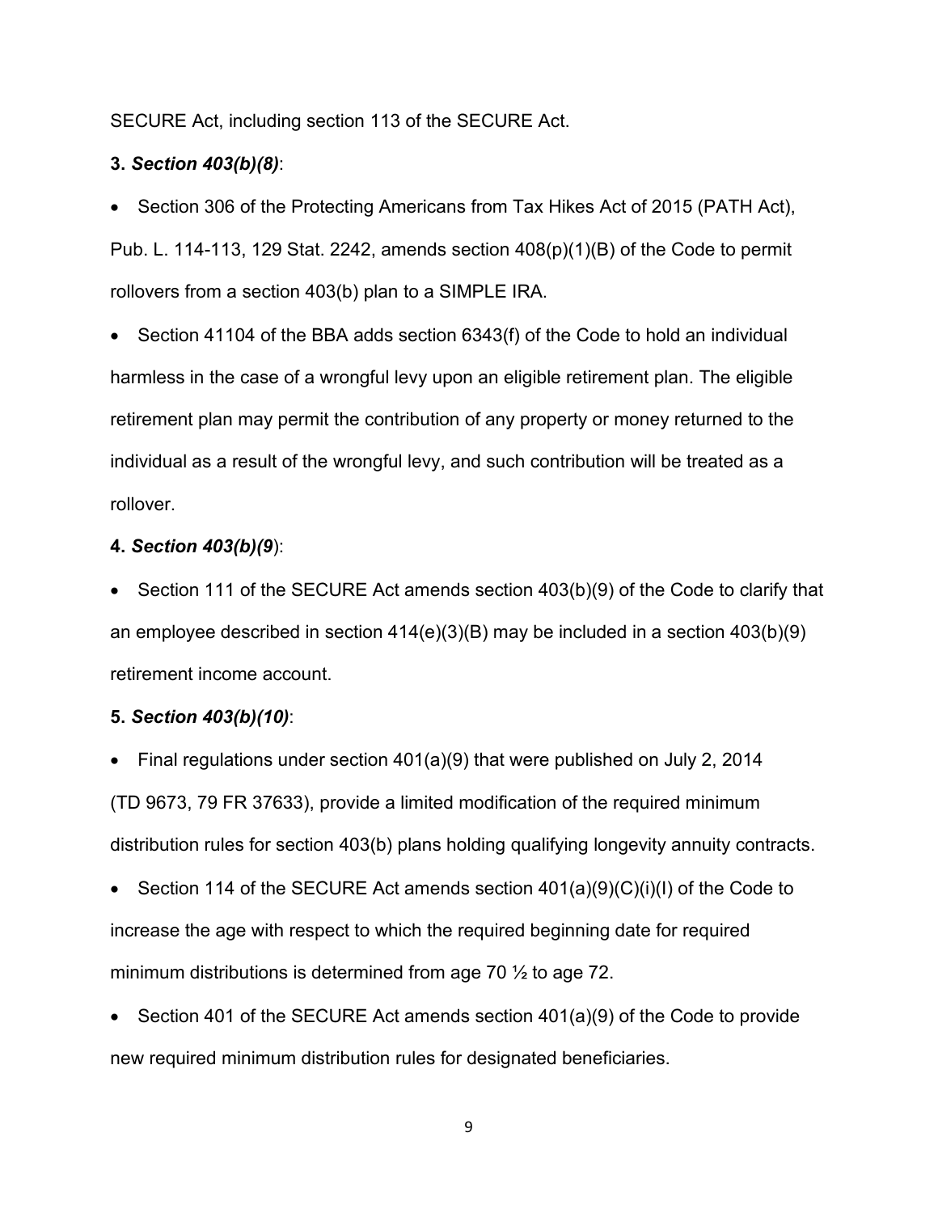SECURE Act, including section 113 of the SECURE Act.

**3.** ***Section 403(b)(8)***:

- Section 306 of the Protecting Americans from Tax Hikes Act of 2015 (PATH Act), Pub. L. 114-113, 129 Stat. 2242, amends section 408(p)(1)(B) of the Code to permit rollovers from a section 403(b) plan to a SIMPLE IRA.
- Section 41104 of the BBA adds section 6343(f) of the Code to hold an individual harmless in the case of a wrongful levy upon an eligible retirement plan. The eligible retirement plan may permit the contribution of any property or money returned to the individual as a result of the wrongful levy, and such contribution will be treated as a rollover.

**4.** ***Section 403(b)(9***):

- Section 111 of the SECURE Act amends section 403(b)(9) of the Code to clarify that an employee described in section 414(e)(3)(B) may be included in a section 403(b)(9) retirement income account.

**5.** ***Section 403(b)(10)***:

- Final regulations under section 401(a)(9) that were published on July 2, 2014 (TD 9673, 79 FR 37633), provide a limited modification of the required minimum distribution rules for section 403(b) plans holding qualifying longevity annuity contracts.
- Section 114 of the SECURE Act amends section 401(a)(9)(C)(i)(I) of the Code to increase the age with respect to which the required beginning date for required minimum distributions is determined from age 70 ½ to age 72.
- Section 401 of the SECURE Act amends section 401(a)(9) of the Code to provide new required minimum distribution rules for designated beneficiaries.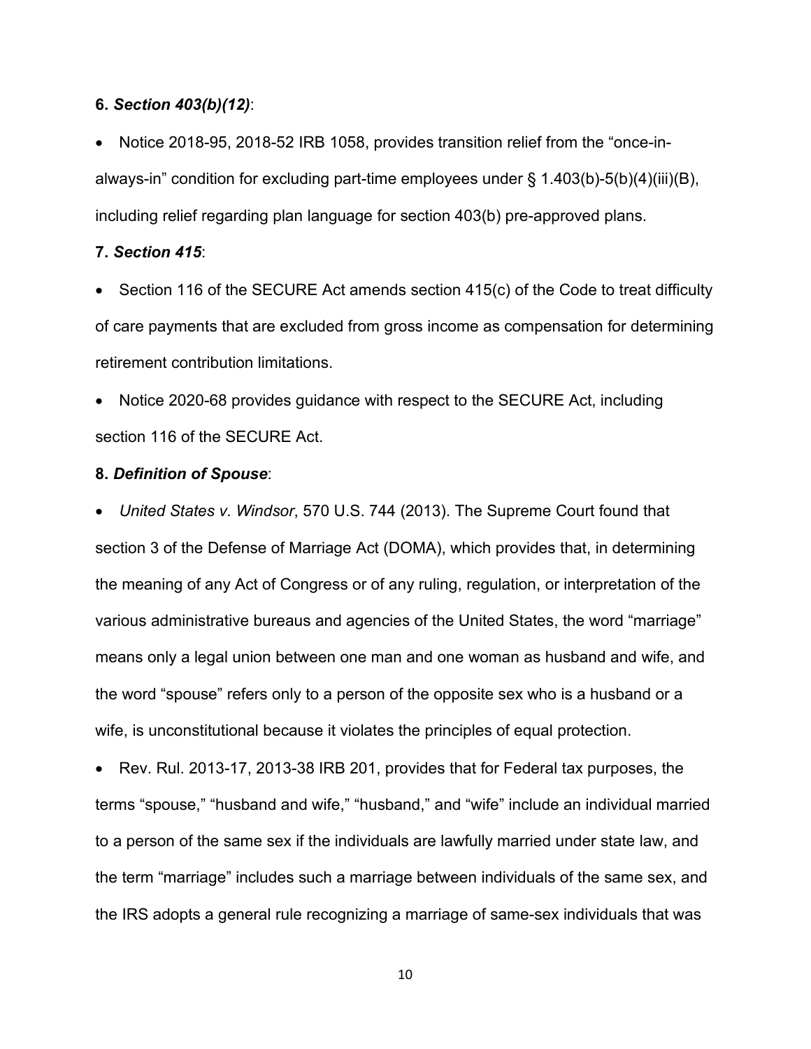**6.** ***Section 403(b)(12)***:

- Notice 2018-95, 2018-52 IRB 1058, provides transition relief from the "once-in-always-in" condition for excluding part-time employees under § 1.403(b)-5(b)(4)(iii)(B), including relief regarding plan language for section 403(b) pre-approved plans.

**7.** ***Section 415***:

- Section 116 of the SECURE Act amends section 415(c) of the Code to treat difficulty of care payments that are excluded from gross income as compensation for determining retirement contribution limitations.
- Notice 2020-68 provides guidance with respect to the SECURE Act, including section 116 of the SECURE Act.

**8.** ***Definition of Spouse***:

- *United States v. Windsor*, 570 U.S. 744 (2013). The Supreme Court found that section 3 of the Defense of Marriage Act (DOMA), which provides that, in determining the meaning of any Act of Congress or of any ruling, regulation, or interpretation of the various administrative bureaus and agencies of the United States, the word "marriage" means only a legal union between one man and one woman as husband and wife, and the word "spouse" refers only to a person of the opposite sex who is a husband or a wife, is unconstitutional because it violates the principles of equal protection.
- Rev. Rul. 2013-17, 2013-38 IRB 201, provides that for Federal tax purposes, the terms "spouse," "husband and wife," "husband," and "wife" include an individual married to a person of the same sex if the individuals are lawfully married under state law, and the term "marriage" includes such a marriage between individuals of the same sex, and the IRS adopts a general rule recognizing a marriage of same-sex individuals that was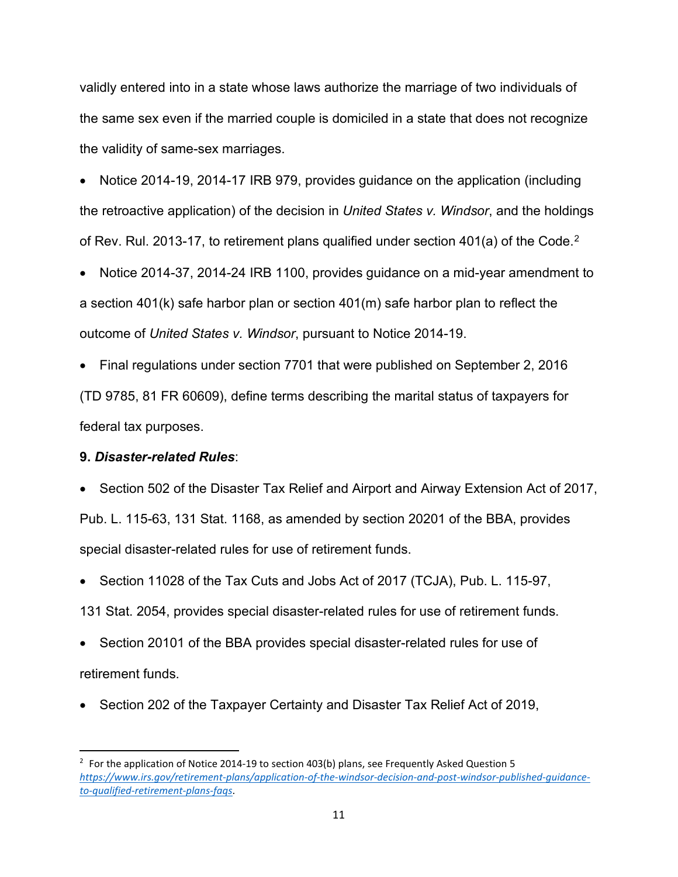validly entered into in a state whose laws authorize the marriage of two individuals of the same sex even if the married couple is domiciled in a state that does not recognize the validity of same-sex marriages.

- Notice 2014-19, 2014-17 IRB 979, provides guidance on the application (including the retroactive application) of the decision in *United States v. Windsor*, and the holdings of Rev. Rul. 2013-17, to retirement plans qualified under section 401(a) of the Code.[2]
- Notice 2014-37, 2014-24 IRB 1100, provides guidance on a mid-year amendment to a section 401(k) safe harbor plan or section 401(m) safe harbor plan to reflect the outcome of *United States v. Windsor*, pursuant to Notice 2014-19.
- Final regulations under section 7701 that were published on September 2, 2016 (TD 9785, 81 FR 60609), define terms describing the marital status of taxpayers for federal tax purposes.

**9. *Disaster-related Rules***:

- Section 502 of the Disaster Tax Relief and Airport and Airway Extension Act of 2017, Pub. L. 115-63, 131 Stat. 1168, as amended by section 20201 of the BBA, provides special disaster-related rules for use of retirement funds.
- Section 11028 of the Tax Cuts and Jobs Act of 2017 (TCJA), Pub. L. 115-97, 131 Stat. 2054, provides special disaster-related rules for use of retirement funds.
- Section 20101 of the BBA provides special disaster-related rules for use of retirement funds.
- Section 202 of the Taxpayer Certainty and Disaster Tax Relief Act of 2019,

[2] For the application of Notice 2014-19 to section 403(b) plans, see Frequently Asked Question 5 *https://www.irs.gov/retirement-plans/application-of-the-windsor-decision-and-post-windsor-published-guidance-to-qualified-retirement-plans-faqs*.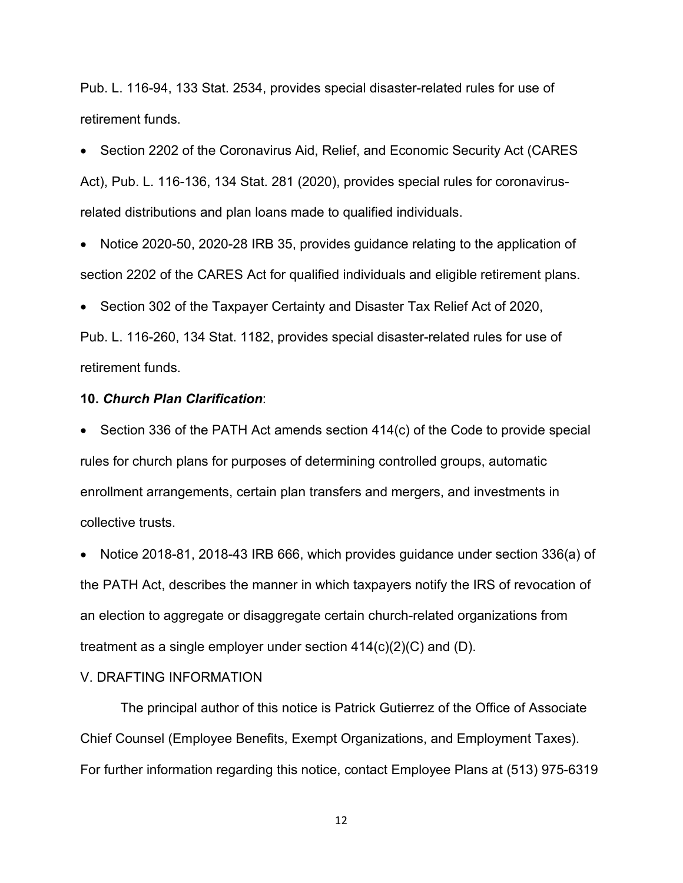Pub. L. 116-94, 133 Stat. 2534, provides special disaster-related rules for use of retirement funds.

- Section 2202 of the Coronavirus Aid, Relief, and Economic Security Act (CARES Act), Pub. L. 116-136, 134 Stat. 281 (2020), provides special rules for coronavirus-related distributions and plan loans made to qualified individuals.
- Notice 2020-50, 2020-28 IRB 35, provides guidance relating to the application of section 2202 of the CARES Act for qualified individuals and eligible retirement plans.
- Section 302 of the Taxpayer Certainty and Disaster Tax Relief Act of 2020, Pub. L. 116-260, 134 Stat. 1182, provides special disaster-related rules for use of retirement funds.

**10. *Church Plan Clarification***:

- Section 336 of the PATH Act amends section 414(c) of the Code to provide special rules for church plans for purposes of determining controlled groups, automatic enrollment arrangements, certain plan transfers and mergers, and investments in collective trusts.
- Notice 2018-81, 2018-43 IRB 666, which provides guidance under section 336(a) of the PATH Act, describes the manner in which taxpayers notify the IRS of revocation of an election to aggregate or disaggregate certain church-related organizations from treatment as a single employer under section 414(c)(2)(C) and (D).

V. DRAFTING INFORMATION

The principal author of this notice is Patrick Gutierrez of the Office of Associate Chief Counsel (Employee Benefits, Exempt Organizations, and Employment Taxes). For further information regarding this notice, contact Employee Plans at (513) 975-6319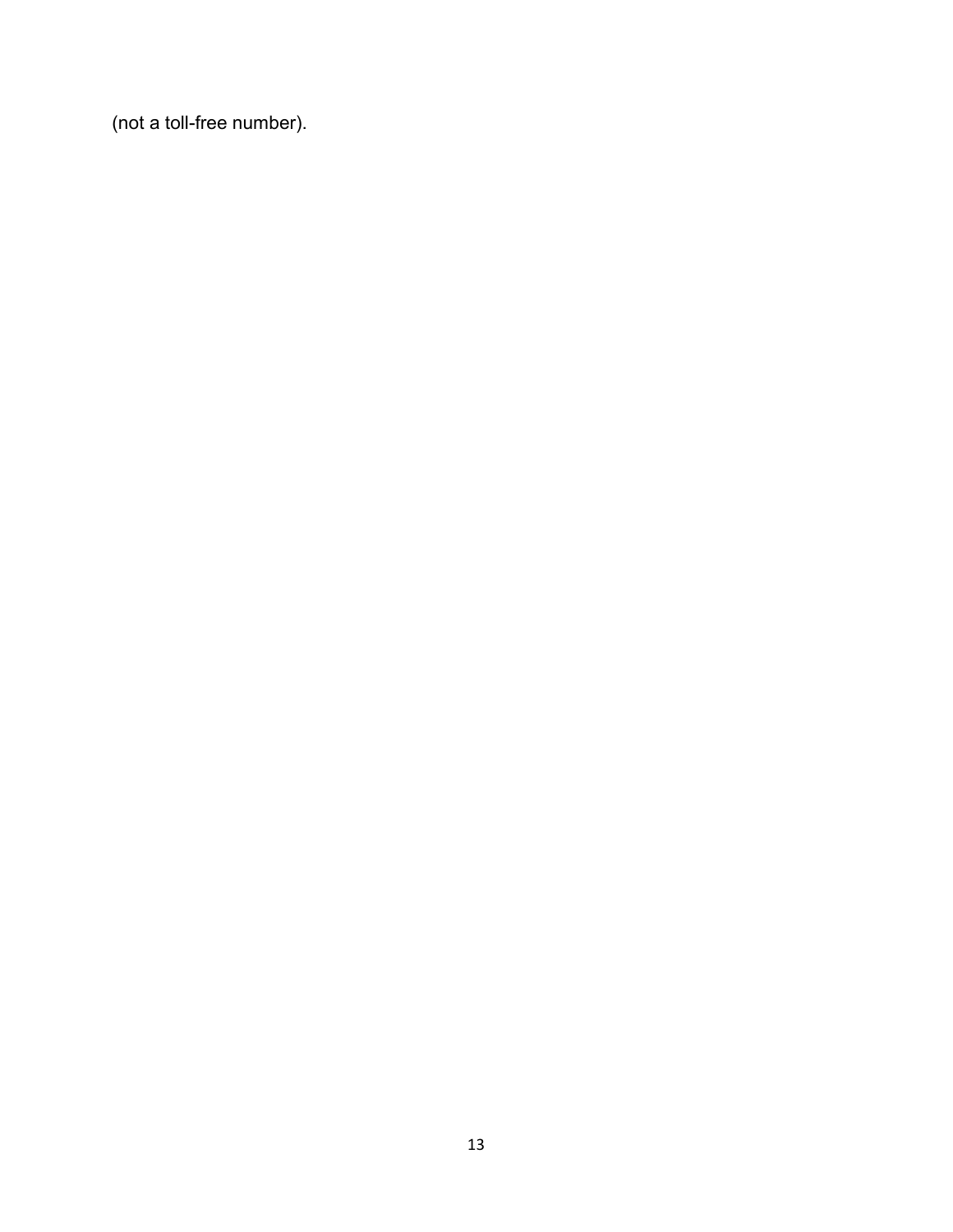(not a toll-free number).